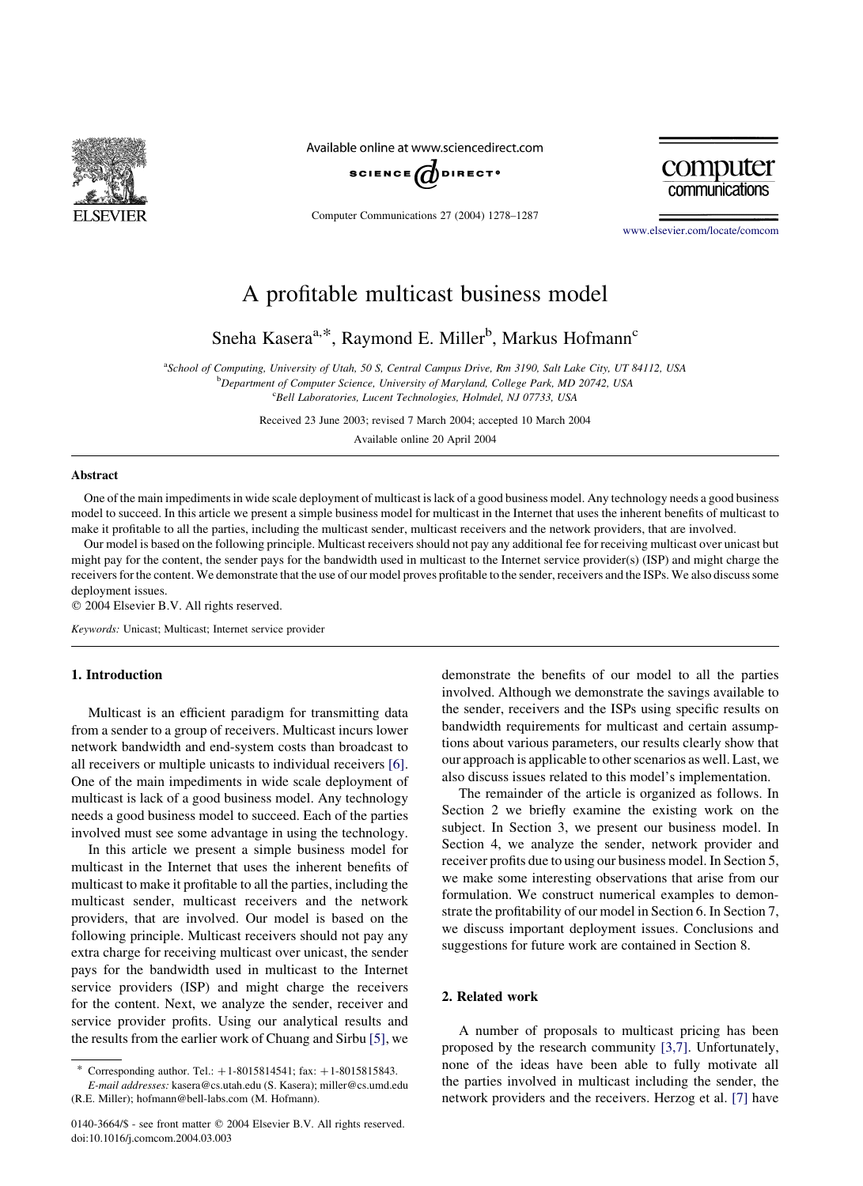# A profitable multicast business model

Sneha Kasera[a,*], Raymond E. Miller[b], Markus Hofmann[c]

[a]School of Computing, University of Utah, 50 S, Central Campus Drive, Rm 3190, Salt Lake City, UT 84112, USA
[b]Department of Computer Science, University of Maryland, College Park, MD 20742, USA
[c]Bell Laboratories, Lucent Technologies, Holmdel, NJ 07733, USA

Received 23 June 2003; revised 7 March 2004; accepted 10 March 2004

Available online 20 April 2004

## Abstract

One of the main impediments in wide scale deployment of multicast is lack of a good business model. Any technology needs a good business model to succeed. In this article we present a simple business model for multicast in the Internet that uses the inherent benefits of multicast to make it profitable to all the parties, including the multicast sender, multicast receivers and the network providers, that are involved.

Our model is based on the following principle. Multicast receivers should not pay any additional fee for receiving multicast over unicast but might pay for the content, the sender pays for the bandwidth used in multicast to the Internet service provider(s) (ISP) and might charge the receivers for the content. We demonstrate that the use of our model proves profitable to the sender, receivers and the ISPs. We also discuss some deployment issues.

© 2004 Elsevier B.V. All rights reserved.

*Keywords:* Unicast; Multicast; Internet service provider

## 1. Introduction

Multicast is an efficient paradigm for transmitting data from a sender to a group of receivers. Multicast incurs lower network bandwidth and end-system costs than broadcast to all receivers or multiple unicasts to individual receivers [6]. One of the main impediments in wide scale deployment of multicast is lack of a good business model. Any technology needs a good business model to succeed. Each of the parties involved must see some advantage in using the technology.

In this article we present a simple business model for multicast in the Internet that uses the inherent benefits of multicast to make it profitable to all the parties, including the multicast sender, multicast receivers and the network providers, that are involved. Our model is based on the following principle. Multicast receivers should not pay any extra charge for receiving multicast over unicast, the sender pays for the bandwidth used in multicast to the Internet service providers (ISP) and might charge the receivers for the content. Next, we analyze the sender, receiver and service provider profits. Using our analytical results and the results from the earlier work of Chuang and Sirbu [5], we demonstrate the benefits of our model to all the parties involved. Although we demonstrate the savings available to the sender, receivers and the ISPs using specific results on bandwidth requirements for multicast and certain assumptions about various parameters, our results clearly show that our approach is applicable to other scenarios as well. Last, we also discuss issues related to this model's implementation.

The remainder of the article is organized as follows. In Section 2 we briefly examine the existing work on the subject. In Section 3, we present our business model. In Section 4, we analyze the sender, network provider and receiver profits due to using our business model. In Section 5, we make some interesting observations that arise from our formulation. We construct numerical examples to demonstrate the profitability of our model in Section 6. In Section 7, we discuss important deployment issues. Conclusions and suggestions for future work are contained in Section 8.

## 2. Related work

A number of proposals to multicast pricing has been proposed by the research community [3,7]. Unfortunately, none of the ideas have been able to fully motivate all the parties involved in multicast including the sender, the network providers and the receivers. Herzog et al. [7] have

* Corresponding author. Tel.: +1-8015814541; fax: +1-8015815843.
*E-mail addresses:* kasera@cs.utah.edu (S. Kasera); miller@cs.umd.edu (R.E. Miller); hofmann@bell-labs.com (M. Hofmann).

0140-3664/$ - see front matter © 2004 Elsevier B.V. All rights reserved.
doi:10.1016/j.comcom.2004.03.003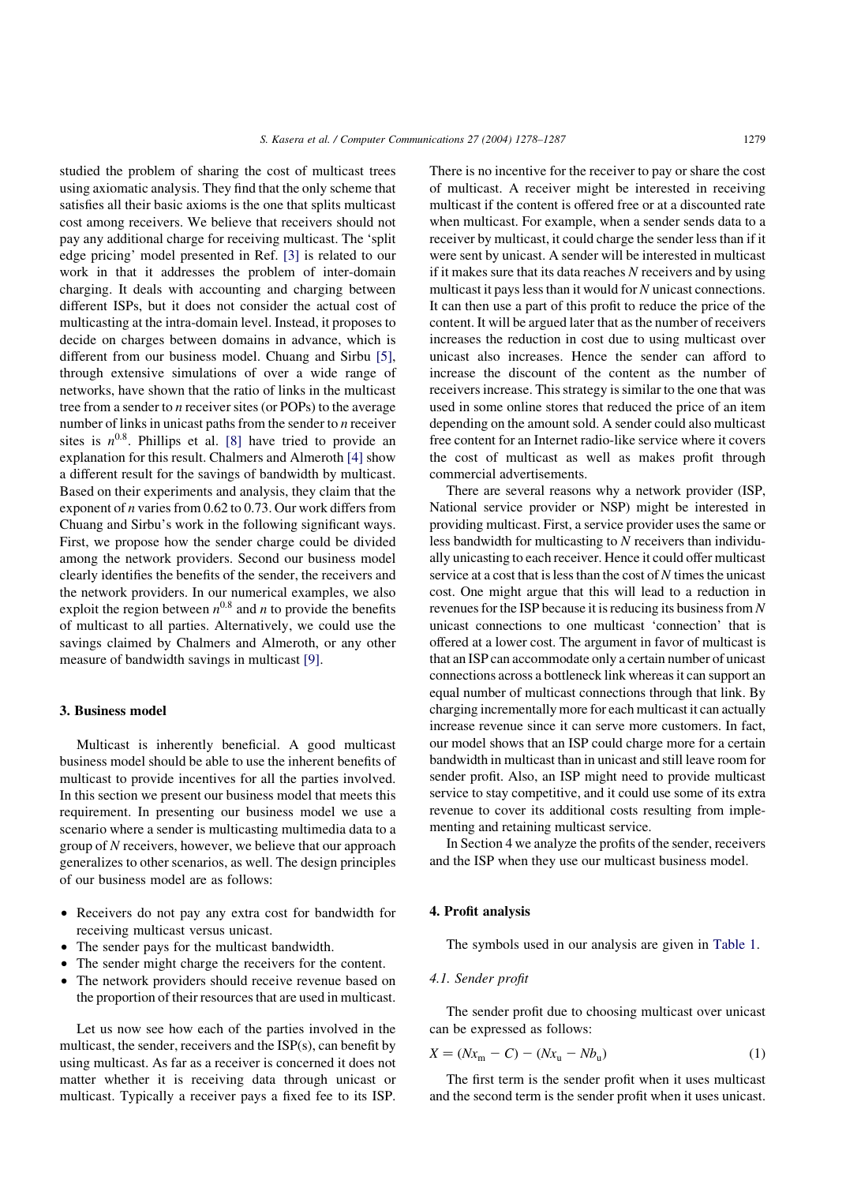studied the problem of sharing the cost of multicast trees using axiomatic analysis. They find that the only scheme that satisfies all their basic axioms is the one that splits multicast cost among receivers. We believe that receivers should not pay any additional charge for receiving multicast. The 'split edge pricing' model presented in Ref. [3] is related to our work in that it addresses the problem of inter-domain charging. It deals with accounting and charging between different ISPs, but it does not consider the actual cost of multicasting at the intra-domain level. Instead, it proposes to decide on charges between domains in advance, which is different from our business model. Chuang and Sirbu [5], through extensive simulations of over a wide range of networks, have shown that the ratio of links in the multicast tree from a sender to $n$ receiver sites (or POPs) to the average number of links in unicast paths from the sender to $n$ receiver sites is $n^{0.8}$. Phillips et al. [8] have tried to provide an explanation for this result. Chalmers and Almeroth [4] show a different result for the savings of bandwidth by multicast. Based on their experiments and analysis, they claim that the exponent of $n$ varies from 0.62 to 0.73. Our work differs from Chuang and Sirbu's work in the following significant ways. First, we propose how the sender charge could be divided among the network providers. Second our business model clearly identifies the benefits of the sender, the receivers and the network providers. In our numerical examples, we also exploit the region between $n^{0.8}$ and $n$ to provide the benefits of multicast to all parties. Alternatively, we could use the savings claimed by Chalmers and Almeroth, or any other measure of bandwidth savings in multicast [9].

## 3. Business model

Multicast is inherently beneficial. A good multicast business model should be able to use the inherent benefits of multicast to provide incentives for all the parties involved. In this section we present our business model that meets this requirement. In presenting our business model we use a scenario where a sender is multicasting multimedia data to a group of $N$ receivers, however, we believe that our approach generalizes to other scenarios, as well. The design principles of our business model are as follows:

- Receivers do not pay any extra cost for bandwidth for receiving multicast versus unicast.
- The sender pays for the multicast bandwidth.
- The sender might charge the receivers for the content.
- The network providers should receive revenue based on the proportion of their resources that are used in multicast.

Let us now see how each of the parties involved in the multicast, the sender, receivers and the ISP(s), can benefit by using multicast. As far as a receiver is concerned it does not matter whether it is receiving data through unicast or multicast. Typically a receiver pays a fixed fee to its ISP. There is no incentive for the receiver to pay or share the cost of multicast. A receiver might be interested in receiving multicast if the content is offered free or at a discounted rate when multicast. For example, when a sender sends data to a receiver by multicast, it could charge the sender less than if it were sent by unicast. A sender will be interested in multicast if it makes sure that its data reaches $N$ receivers and by using multicast it pays less than it would for $N$ unicast connections. It can then use a part of this profit to reduce the price of the content. It will be argued later that as the number of receivers increases the reduction in cost due to using multicast over unicast also increases. Hence the sender can afford to increase the discount of the content as the number of receivers increase. This strategy is similar to the one that was used in some online stores that reduced the price of an item depending on the amount sold. A sender could also multicast free content for an Internet radio-like service where it covers the cost of multicast as well as makes profit through commercial advertisements.

There are several reasons why a network provider (ISP, National service provider or NSP) might be interested in providing multicast. First, a service provider uses the same or less bandwidth for multicasting to $N$ receivers than individually unicasting to each receiver. Hence it could offer multicast service at a cost that is less than the cost of $N$ times the unicast cost. One might argue that this will lead to a reduction in revenues for the ISP because it is reducing its business from $N$ unicast connections to one multicast 'connection' that is offered at a lower cost. The argument in favor of multicast is that an ISP can accommodate only a certain number of unicast connections across a bottleneck link whereas it can support an equal number of multicast connections through that link. By charging incrementally more for each multicast it can actually increase revenue since it can serve more customers. In fact, our model shows that an ISP could charge more for a certain bandwidth in multicast than in unicast and still leave room for sender profit. Also, an ISP might need to provide multicast service to stay competitive, and it could use some of its extra revenue to cover its additional costs resulting from implementing and retaining multicast service.

In Section 4 we analyze the profits of the sender, receivers and the ISP when they use our multicast business model.

## 4. Profit analysis

The symbols used in our analysis are given in Table 1.

### 4.1. Sender profit

The sender profit due to choosing multicast over unicast can be expressed as follows:

$$X = (Nx_{\mathrm{m}} - C) - (Nx_{\mathrm{u}} - Nb_{\mathrm{u}}) \tag{1}$$

The first term is the sender profit when it uses multicast and the second term is the sender profit when it uses unicast.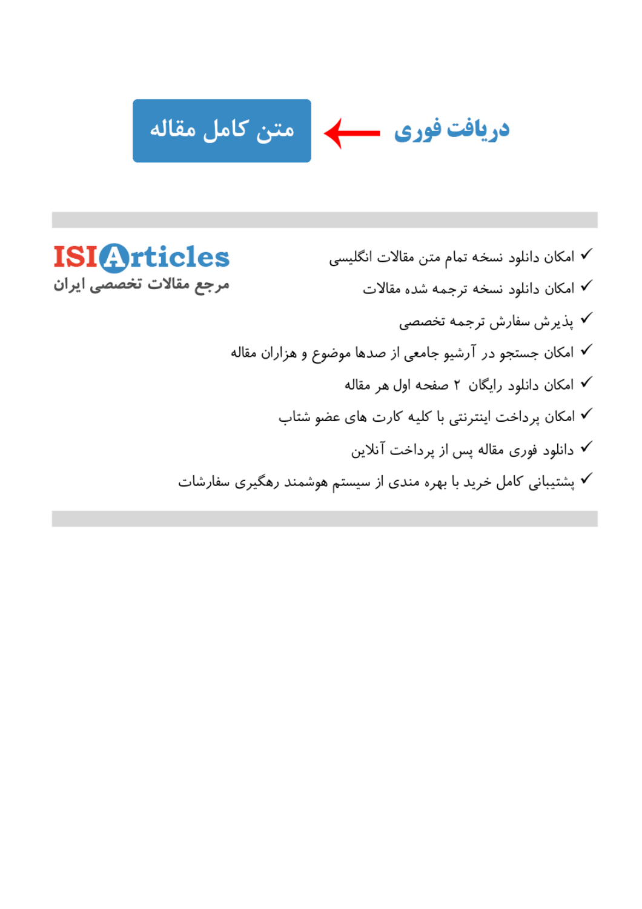دریافت فوری ← متن کامل مقاله

**ISIArticles**

مرجع مقالات تخصصی ایران

- ✓ امکان دانلود نسخه تمام متن مقالات انگلیسی
- ✓ امکان دانلود نسخه ترجمه شده مقالات
- ✓ پذیرش سفارش ترجمه تخصصی
- ✓ امکان جستجو در آرشیو جامعی از صدها موضوع و هزاران مقاله
- ✓ امکان دانلود رایگان ۲ صفحه اول هر مقاله
- ✓ امکان پرداخت اینترنتی با کلیه کارت های عضو شتاب
- ✓ دانلود فوری مقاله پس از پرداخت آنلاین
- ✓ پشتیبانی کامل خرید با بهره مندی از سیستم هوشمند رهگیری سفارشات